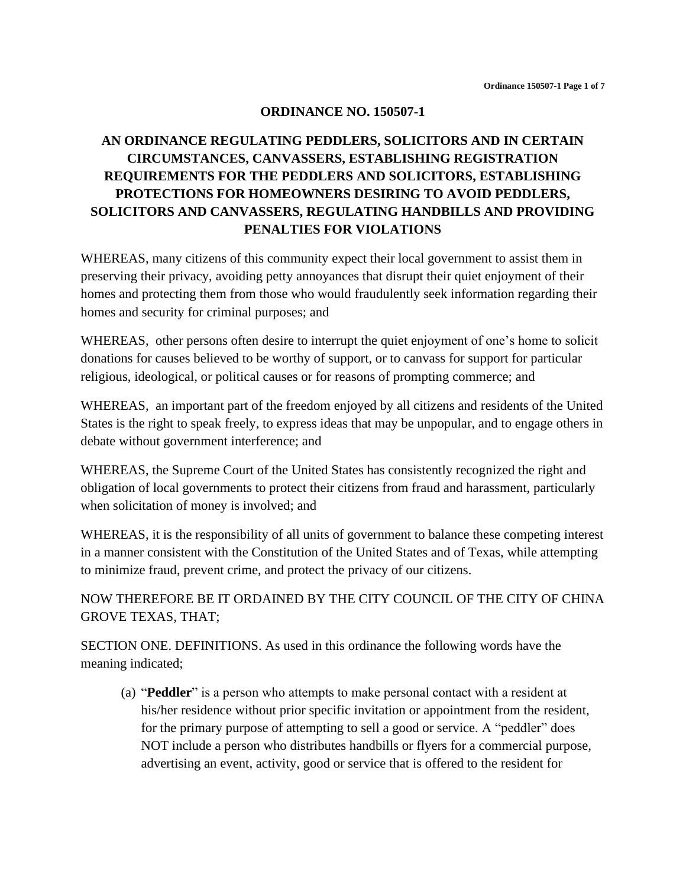# ORDINANCE NO. 150507-1

## AN ORDINANCE REGULATING PEDDLERS, SOLICITORS AND IN CERTAIN CIRCUMSTANCES, CANVASSERS, ESTABLISHING REGISTRATION REQUIREMENTS FOR THE PEDDLERS AND SOLICITORS, ESTABLISHING PROTECTIONS FOR HOMEOWNERS DESIRING TO AVOID PEDDLERS, SOLICITORS AND CANVASSERS, REGULATING HANDBILLS AND PROVIDING PENALTIES FOR VIOLATIONS

WHEREAS, many citizens of this community expect their local government to assist them in preserving their privacy, avoiding petty annoyances that disrupt their quiet enjoyment of their homes and protecting them from those who would fraudulently seek information regarding their homes and security for criminal purposes; and

WHEREAS, other persons often desire to interrupt the quiet enjoyment of one's home to solicit donations for causes believed to be worthy of support, or to canvass for support for particular religious, ideological, or political causes or for reasons of prompting commerce; and

WHEREAS, an important part of the freedom enjoyed by all citizens and residents of the United States is the right to speak freely, to express ideas that may be unpopular, and to engage others in debate without government interference; and

WHEREAS, the Supreme Court of the United States has consistently recognized the right and obligation of local governments to protect their citizens from fraud and harassment, particularly when solicitation of money is involved; and

WHEREAS, it is the responsibility of all units of government to balance these competing interest in a manner consistent with the Constitution of the United States and of Texas, while attempting to minimize fraud, prevent crime, and protect the privacy of our citizens.

NOW THEREFORE BE IT ORDAINED BY THE CITY COUNCIL OF THE CITY OF CHINA GROVE TEXAS, THAT;

SECTION ONE. DEFINITIONS. As used in this ordinance the following words have the meaning indicated;

(a) "**Peddler**" is a person who attempts to make personal contact with a resident at his/her residence without prior specific invitation or appointment from the resident, for the primary purpose of attempting to sell a good or service. A "peddler" does NOT include a person who distributes handbills or flyers for a commercial purpose, advertising an event, activity, good or service that is offered to the resident for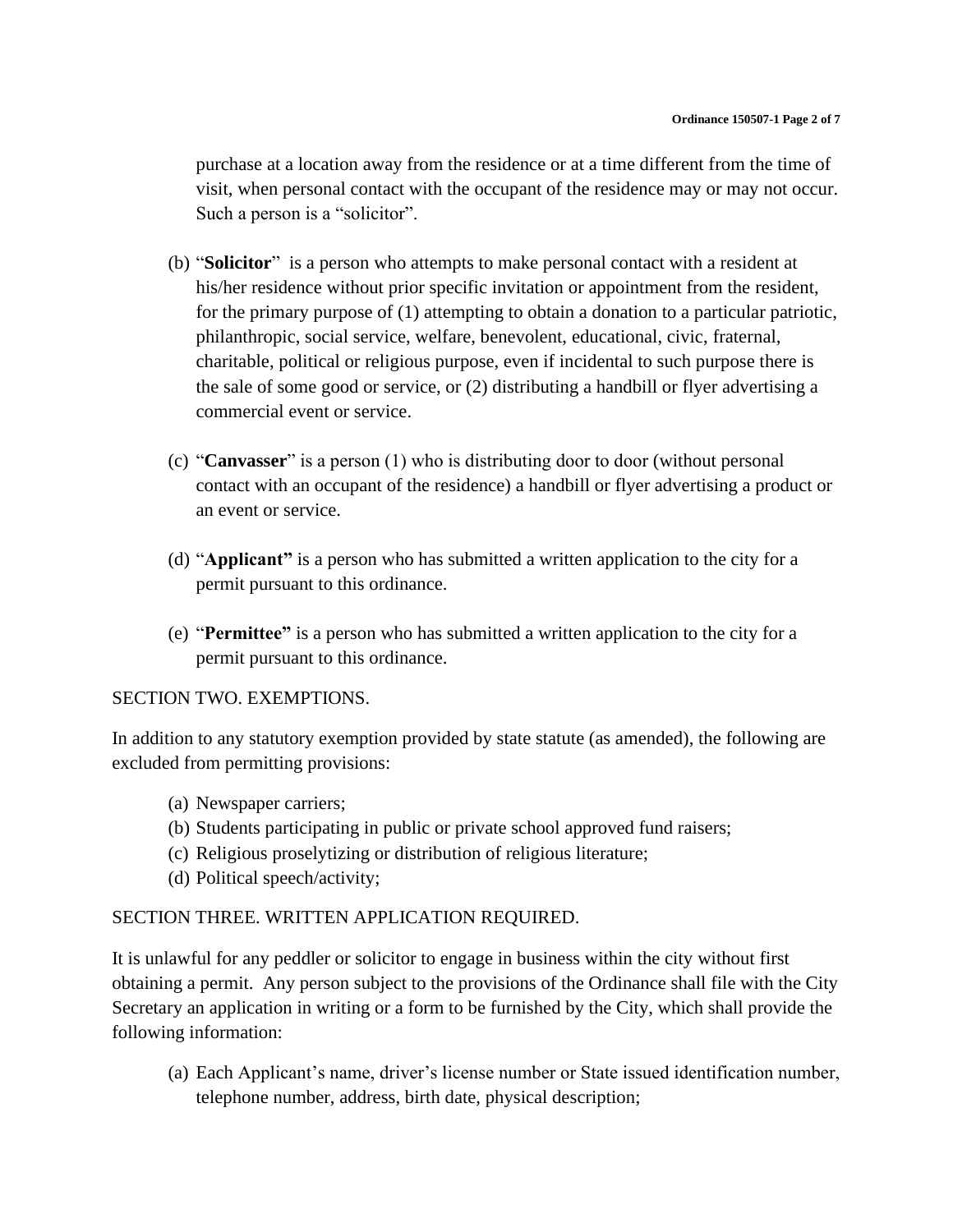purchase at a location away from the residence or at a time different from the time of visit, when personal contact with the occupant of the residence may or may not occur. Such a person is a "solicitor".

(b) "**Solicitor**" is a person who attempts to make personal contact with a resident at his/her residence without prior specific invitation or appointment from the resident, for the primary purpose of (1) attempting to obtain a donation to a particular patriotic, philanthropic, social service, welfare, benevolent, educational, civic, fraternal, charitable, political or religious purpose, even if incidental to such purpose there is the sale of some good or service, or (2) distributing a handbill or flyer advertising a commercial event or service.

(c) "**Canvasser**" is a person (1) who is distributing door to door (without personal contact with an occupant of the residence) a handbill or flyer advertising a product or an event or service.

(d) "**Applicant"** is a person who has submitted a written application to the city for a permit pursuant to this ordinance.

(e) "**Permittee"** is a person who has submitted a written application to the city for a permit pursuant to this ordinance.

SECTION TWO. EXEMPTIONS.

In addition to any statutory exemption provided by state statute (as amended), the following are excluded from permitting provisions:

(a) Newspaper carriers;
(b) Students participating in public or private school approved fund raisers;
(c) Religious proselytizing or distribution of religious literature;
(d) Political speech/activity;

SECTION THREE. WRITTEN APPLICATION REQUIRED.

It is unlawful for any peddler or solicitor to engage in business within the city without first obtaining a permit. Any person subject to the provisions of the Ordinance shall file with the City Secretary an application in writing or a form to be furnished by the City, which shall provide the following information:

(a) Each Applicant's name, driver's license number or State issued identification number, telephone number, address, birth date, physical description;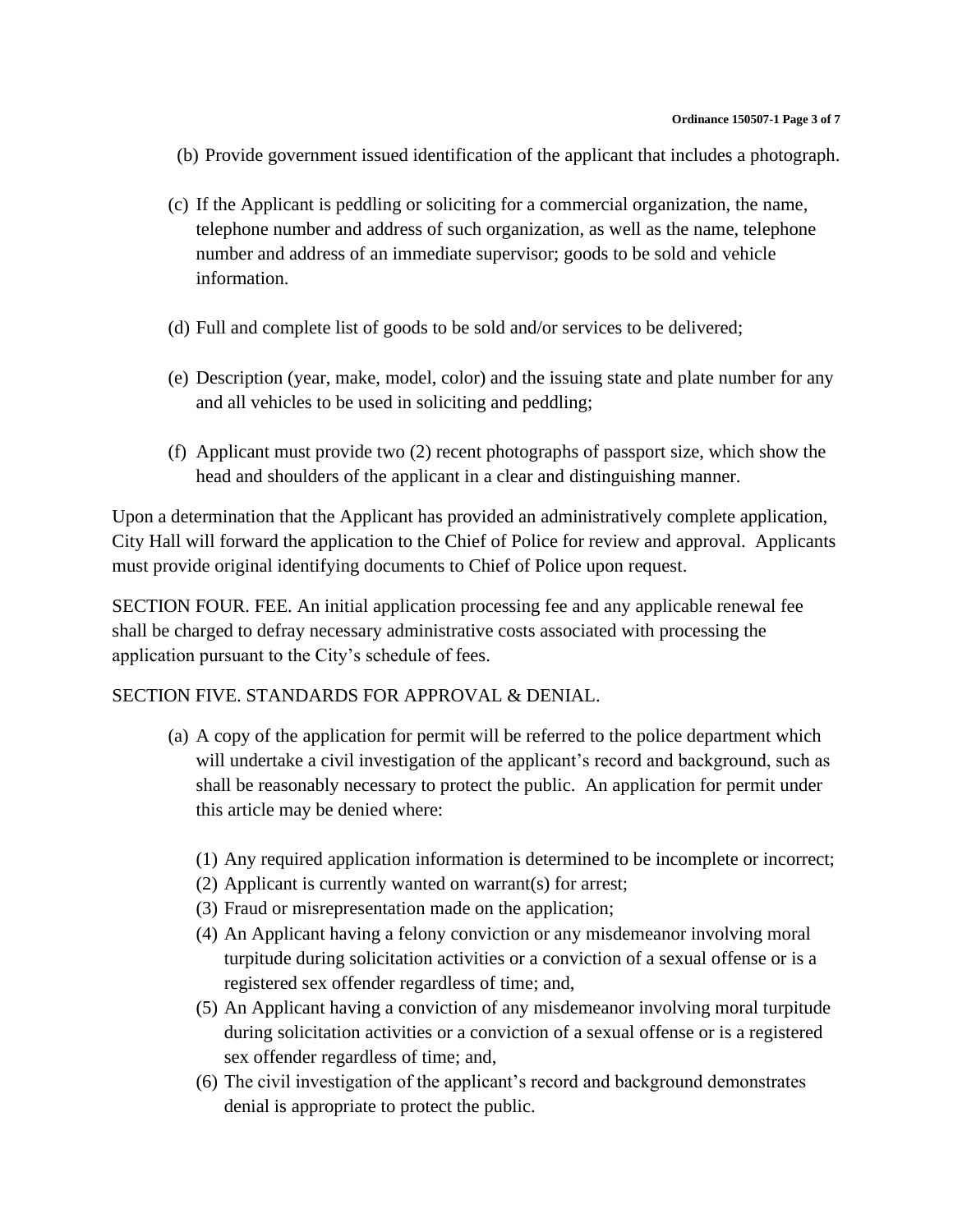(b) Provide government issued identification of the applicant that includes a photograph.

(c) If the Applicant is peddling or soliciting for a commercial organization, the name, telephone number and address of such organization, as well as the name, telephone number and address of an immediate supervisor; goods to be sold and vehicle information.

(d) Full and complete list of goods to be sold and/or services to be delivered;

(e) Description (year, make, model, color) and the issuing state and plate number for any and all vehicles to be used in soliciting and peddling;

(f) Applicant must provide two (2) recent photographs of passport size, which show the head and shoulders of the applicant in a clear and distinguishing manner.

Upon a determination that the Applicant has provided an administratively complete application, City Hall will forward the application to the Chief of Police for review and approval. Applicants must provide original identifying documents to Chief of Police upon request.

SECTION FOUR. FEE. An initial application processing fee and any applicable renewal fee shall be charged to defray necessary administrative costs associated with processing the application pursuant to the City's schedule of fees.

SECTION FIVE. STANDARDS FOR APPROVAL & DENIAL.

(a) A copy of the application for permit will be referred to the police department which will undertake a civil investigation of the applicant's record and background, such as shall be reasonably necessary to protect the public. An application for permit under this article may be denied where:

(1) Any required application information is determined to be incomplete or incorrect;
(2) Applicant is currently wanted on warrant(s) for arrest;
(3) Fraud or misrepresentation made on the application;
(4) An Applicant having a felony conviction or any misdemeanor involving moral turpitude during solicitation activities or a conviction of a sexual offense or is a registered sex offender regardless of time; and,
(5) An Applicant having a conviction of any misdemeanor involving moral turpitude during solicitation activities or a conviction of a sexual offense or is a registered sex offender regardless of time; and,
(6) The civil investigation of the applicant's record and background demonstrates denial is appropriate to protect the public.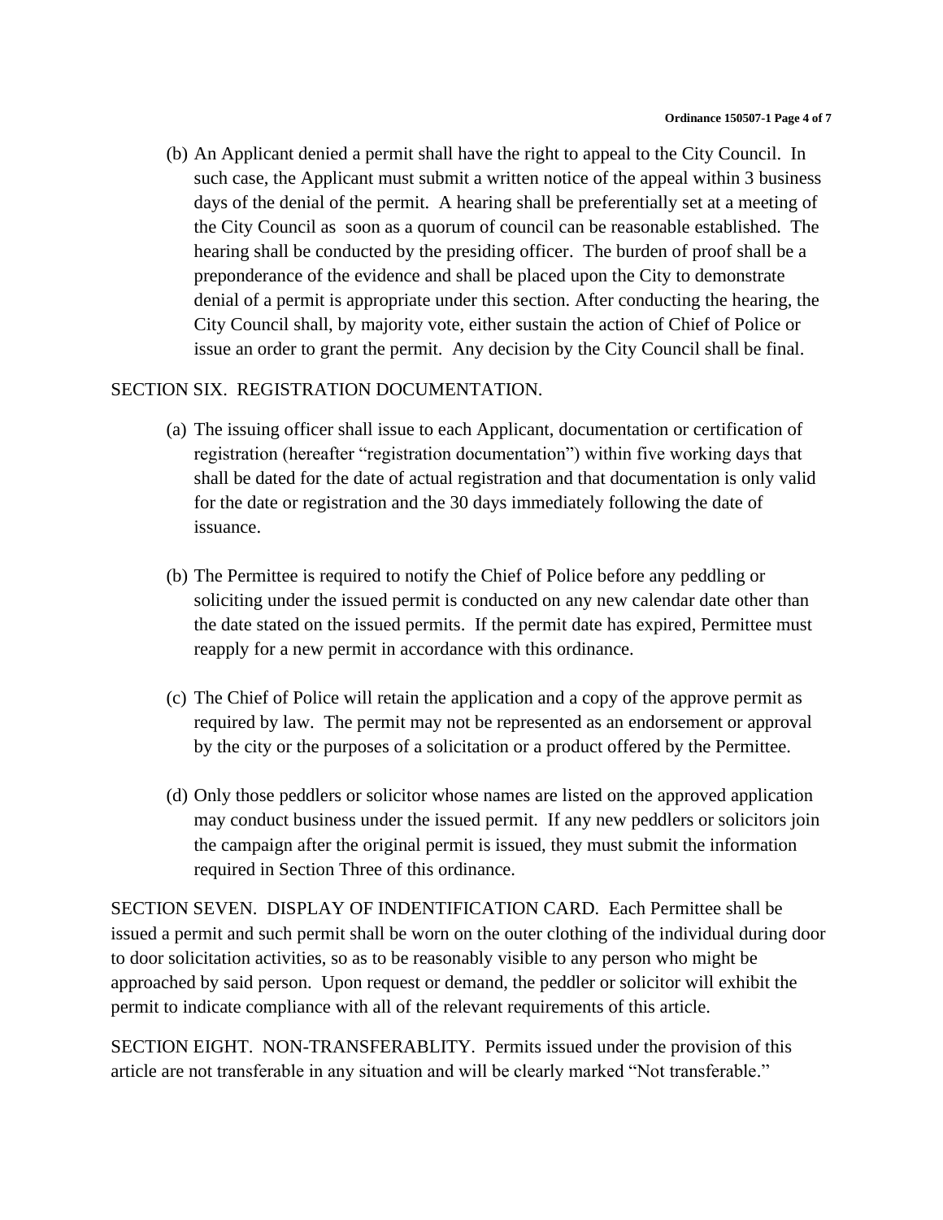(b) An Applicant denied a permit shall have the right to appeal to the City Council. In such case, the Applicant must submit a written notice of the appeal within 3 business days of the denial of the permit. A hearing shall be preferentially set at a meeting of the City Council as soon as a quorum of council can be reasonable established. The hearing shall be conducted by the presiding officer. The burden of proof shall be a preponderance of the evidence and shall be placed upon the City to demonstrate denial of a permit is appropriate under this section. After conducting the hearing, the City Council shall, by majority vote, either sustain the action of Chief of Police or issue an order to grant the permit. Any decision by the City Council shall be final.

SECTION SIX. REGISTRATION DOCUMENTATION.

(a) The issuing officer shall issue to each Applicant, documentation or certification of registration (hereafter "registration documentation") within five working days that shall be dated for the date of actual registration and that documentation is only valid for the date or registration and the 30 days immediately following the date of issuance.

(b) The Permittee is required to notify the Chief of Police before any peddling or soliciting under the issued permit is conducted on any new calendar date other than the date stated on the issued permits. If the permit date has expired, Permittee must reapply for a new permit in accordance with this ordinance.

(c) The Chief of Police will retain the application and a copy of the approve permit as required by law. The permit may not be represented as an endorsement or approval by the city or the purposes of a solicitation or a product offered by the Permittee.

(d) Only those peddlers or solicitor whose names are listed on the approved application may conduct business under the issued permit. If any new peddlers or solicitors join the campaign after the original permit is issued, they must submit the information required in Section Three of this ordinance.

SECTION SEVEN. DISPLAY OF INDENTIFICATION CARD. Each Permittee shall be issued a permit and such permit shall be worn on the outer clothing of the individual during door to door solicitation activities, so as to be reasonably visible to any person who might be approached by said person. Upon request or demand, the peddler or solicitor will exhibit the permit to indicate compliance with all of the relevant requirements of this article.

SECTION EIGHT. NON-TRANSFERABLITY. Permits issued under the provision of this article are not transferable in any situation and will be clearly marked "Not transferable."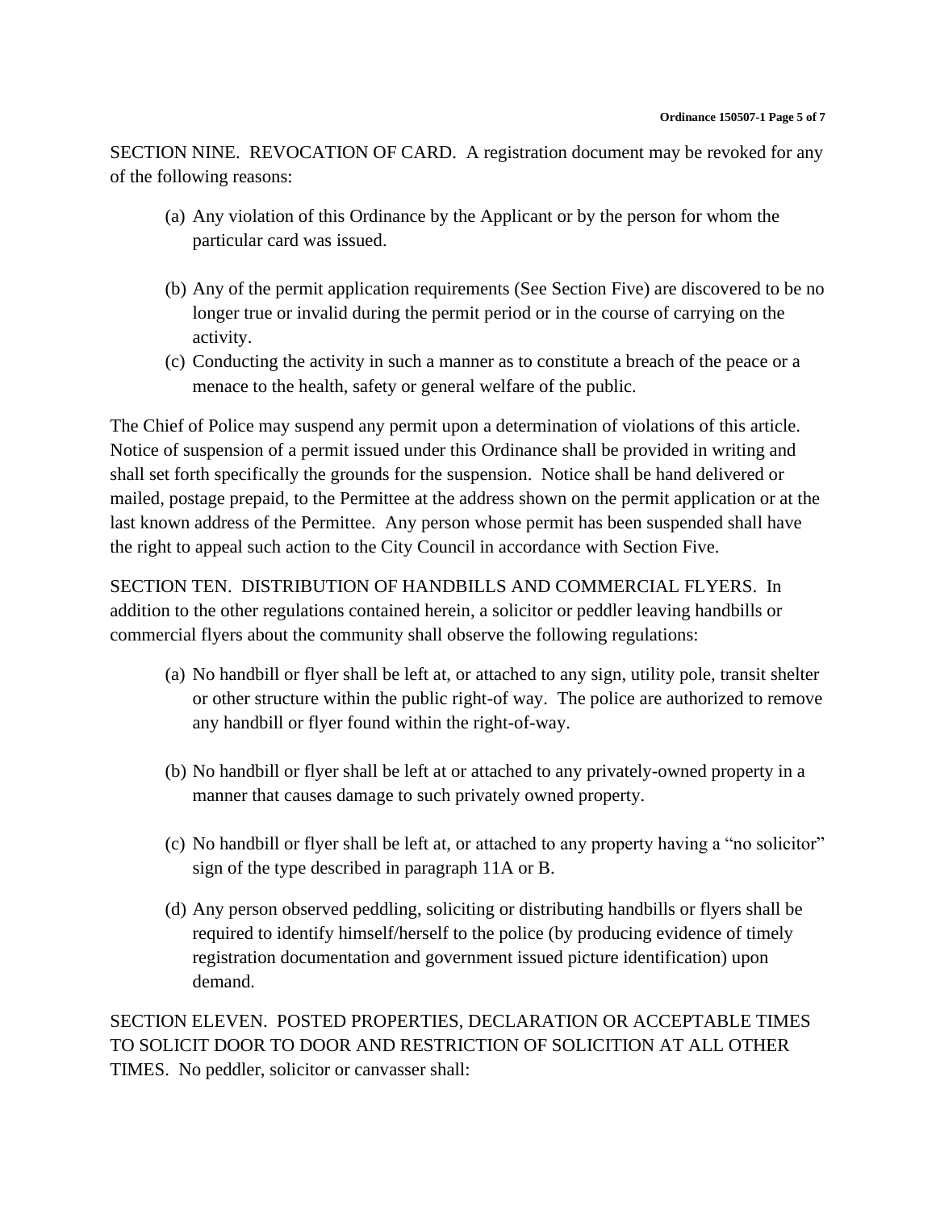SECTION NINE. REVOCATION OF CARD. A registration document may be revoked for any of the following reasons:

(a) Any violation of this Ordinance by the Applicant or by the person for whom the particular card was issued.

(b) Any of the permit application requirements (See Section Five) are discovered to be no longer true or invalid during the permit period or in the course of carrying on the activity.

(c) Conducting the activity in such a manner as to constitute a breach of the peace or a menace to the health, safety or general welfare of the public.

The Chief of Police may suspend any permit upon a determination of violations of this article. Notice of suspension of a permit issued under this Ordinance shall be provided in writing and shall set forth specifically the grounds for the suspension. Notice shall be hand delivered or mailed, postage prepaid, to the Permittee at the address shown on the permit application or at the last known address of the Permittee. Any person whose permit has been suspended shall have the right to appeal such action to the City Council in accordance with Section Five.

SECTION TEN. DISTRIBUTION OF HANDBILLS AND COMMERCIAL FLYERS. In addition to the other regulations contained herein, a solicitor or peddler leaving handbills or commercial flyers about the community shall observe the following regulations:

(a) No handbill or flyer shall be left at, or attached to any sign, utility pole, transit shelter or other structure within the public right-of way. The police are authorized to remove any handbill or flyer found within the right-of-way.

(b) No handbill or flyer shall be left at or attached to any privately-owned property in a manner that causes damage to such privately owned property.

(c) No handbill or flyer shall be left at, or attached to any property having a "no solicitor" sign of the type described in paragraph 11A or B.

(d) Any person observed peddling, soliciting or distributing handbills or flyers shall be required to identify himself/herself to the police (by producing evidence of timely registration documentation and government issued picture identification) upon demand.

SECTION ELEVEN. POSTED PROPERTIES, DECLARATION OR ACCEPTABLE TIMES TO SOLICIT DOOR TO DOOR AND RESTRICTION OF SOLICITION AT ALL OTHER TIMES. No peddler, solicitor or canvasser shall: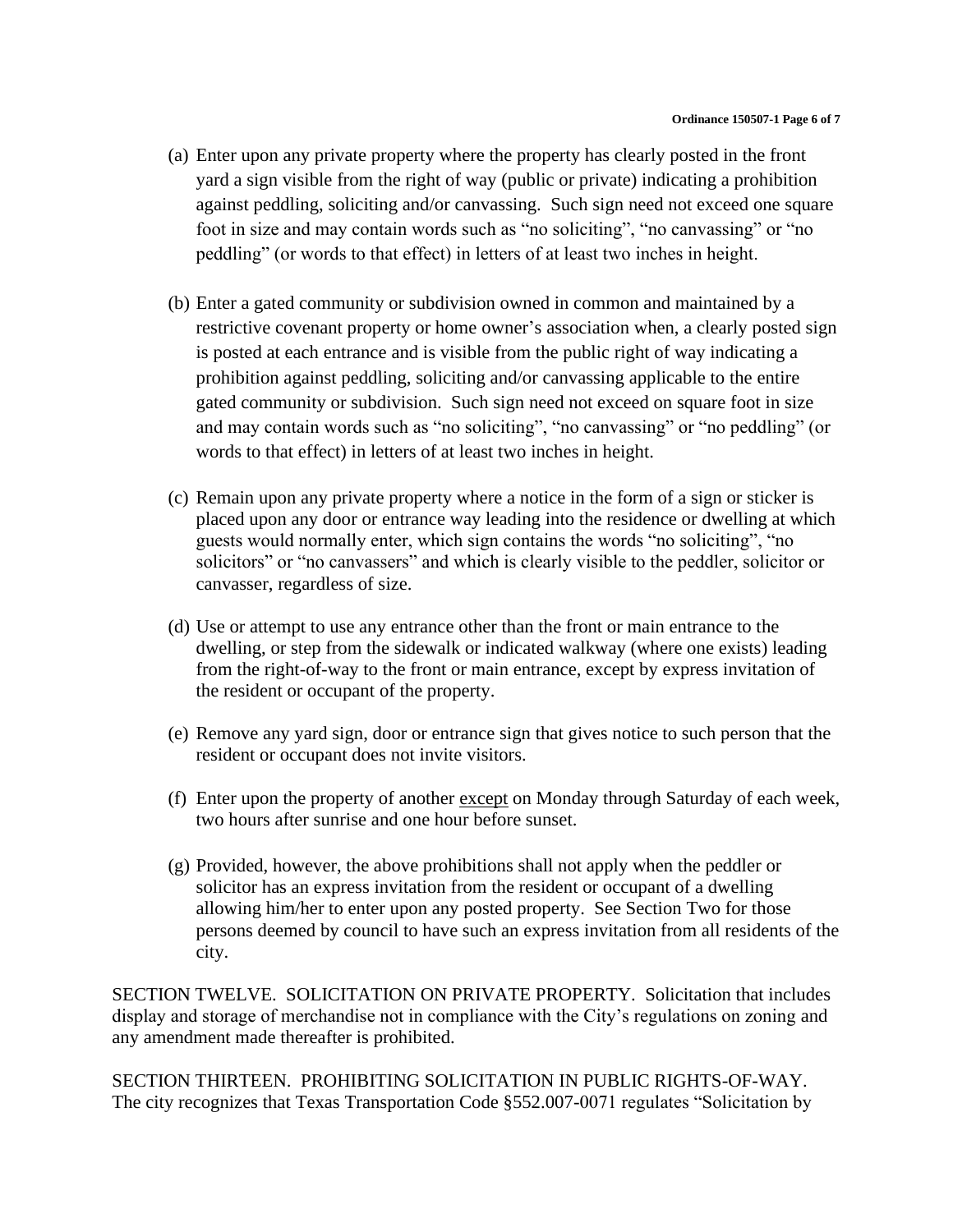(a) Enter upon any private property where the property has clearly posted in the front yard a sign visible from the right of way (public or private) indicating a prohibition against peddling, soliciting and/or canvassing. Such sign need not exceed one square foot in size and may contain words such as "no soliciting", "no canvassing" or "no peddling" (or words to that effect) in letters of at least two inches in height.

(b) Enter a gated community or subdivision owned in common and maintained by a restrictive covenant property or home owner's association when, a clearly posted sign is posted at each entrance and is visible from the public right of way indicating a prohibition against peddling, soliciting and/or canvassing applicable to the entire gated community or subdivision. Such sign need not exceed on square foot in size and may contain words such as "no soliciting", "no canvassing" or "no peddling" (or words to that effect) in letters of at least two inches in height.

(c) Remain upon any private property where a notice in the form of a sign or sticker is placed upon any door or entrance way leading into the residence or dwelling at which guests would normally enter, which sign contains the words "no soliciting", "no solicitors" or "no canvassers" and which is clearly visible to the peddler, solicitor or canvasser, regardless of size.

(d) Use or attempt to use any entrance other than the front or main entrance to the dwelling, or step from the sidewalk or indicated walkway (where one exists) leading from the right-of-way to the front or main entrance, except by express invitation of the resident or occupant of the property.

(e) Remove any yard sign, door or entrance sign that gives notice to such person that the resident or occupant does not invite visitors.

(f) Enter upon the property of another <u>except</u> on Monday through Saturday of each week, two hours after sunrise and one hour before sunset.

(g) Provided, however, the above prohibitions shall not apply when the peddler or solicitor has an express invitation from the resident or occupant of a dwelling allowing him/her to enter upon any posted property. See Section Two for those persons deemed by council to have such an express invitation from all residents of the city.

SECTION TWELVE. SOLICITATION ON PRIVATE PROPERTY. Solicitation that includes display and storage of merchandise not in compliance with the City's regulations on zoning and any amendment made thereafter is prohibited.

SECTION THIRTEEN. PROHIBITING SOLICITATION IN PUBLIC RIGHTS-OF-WAY. The city recognizes that Texas Transportation Code §552.007-0071 regulates "Solicitation by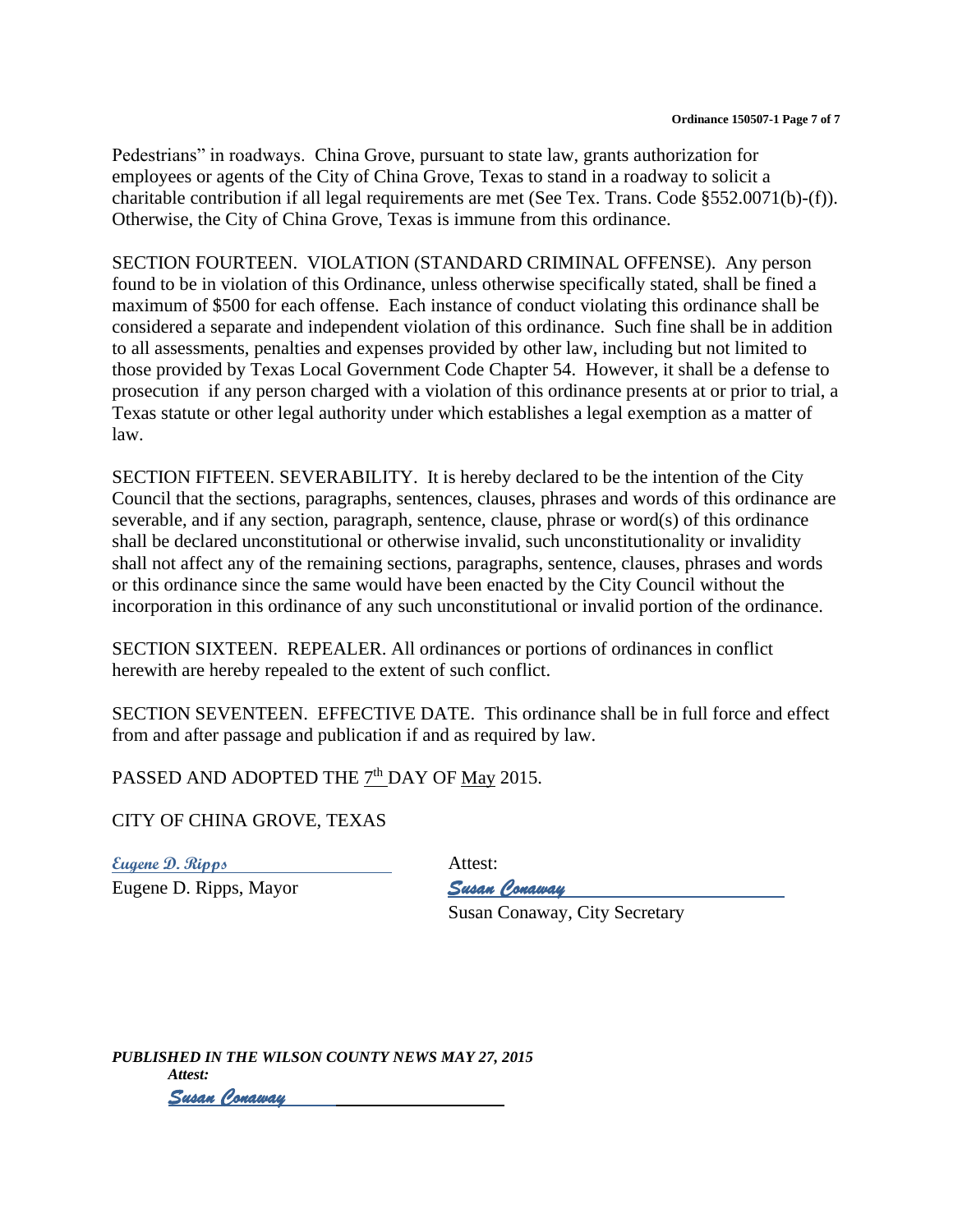Pedestrians" in roadways. China Grove, pursuant to state law, grants authorization for employees or agents of the City of China Grove, Texas to stand in a roadway to solicit a charitable contribution if all legal requirements are met (See Tex. Trans. Code §552.0071(b)-(f)). Otherwise, the City of China Grove, Texas is immune from this ordinance.

SECTION FOURTEEN. VIOLATION (STANDARD CRIMINAL OFFENSE). Any person found to be in violation of this Ordinance, unless otherwise specifically stated, shall be fined a maximum of $500 for each offense. Each instance of conduct violating this ordinance shall be considered a separate and independent violation of this ordinance. Such fine shall be in addition to all assessments, penalties and expenses provided by other law, including but not limited to those provided by Texas Local Government Code Chapter 54. However, it shall be a defense to prosecution if any person charged with a violation of this ordinance presents at or prior to trial, a Texas statute or other legal authority under which establishes a legal exemption as a matter of law.

SECTION FIFTEEN. SEVERABILITY. It is hereby declared to be the intention of the City Council that the sections, paragraphs, sentences, clauses, phrases and words of this ordinance are severable, and if any section, paragraph, sentence, clause, phrase or word(s) of this ordinance shall be declared unconstitutional or otherwise invalid, such unconstitutionality or invalidity shall not affect any of the remaining sections, paragraphs, sentence, clauses, phrases and words or this ordinance since the same would have been enacted by the City Council without the incorporation in this ordinance of any such unconstitutional or invalid portion of the ordinance.

SECTION SIXTEEN. REPEALER. All ordinances or portions of ordinances in conflict herewith are hereby repealed to the extent of such conflict.

SECTION SEVENTEEN. EFFECTIVE DATE. This ordinance shall be in full force and effect from and after passage and publication if and as required by law.

PASSED AND ADOPTED THE 7th DAY OF May 2015.

CITY OF CHINA GROVE, TEXAS

*Eugene D. Ripps*
Eugene D. Ripps, Mayor

Attest:
*Susan Conaway*
Susan Conaway, City Secretary

***PUBLISHED IN THE WILSON COUNTY NEWS MAY 27, 2015***

***Attest:***

*Susan Conaway*